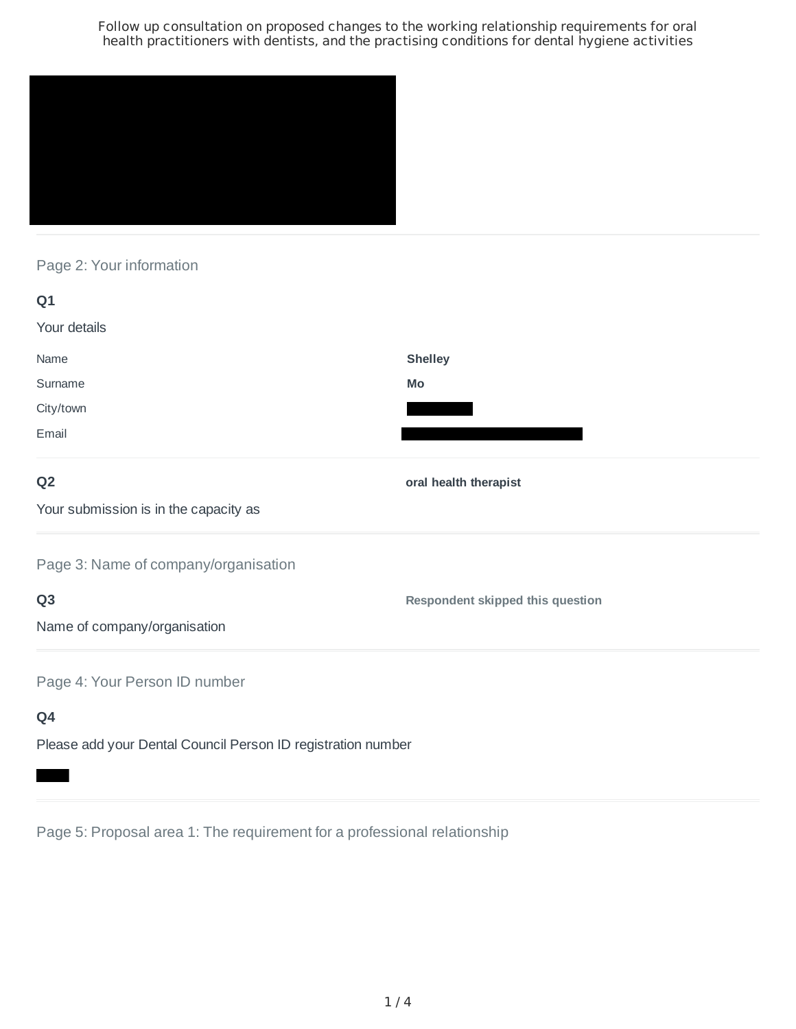Follow up consultation on proposed changes to the working relationship requirements for oral health practitioners with dentists, and the practising conditions for dental hygiene activities

## Page 2: Your information

**Q1**

Your details

| | |
|---|---|
| Name | **Shelley** |
| Surname | **Mo** |
| City/town | |
| Email | |

**Q2**

Your submission is in the capacity as

**oral health therapist**

## Page 3: Name of company/organisation

**Q3**

Name of company/organisation

**Respondent skipped this question**

## Page 4: Your Person ID number

**Q4**

Please add your Dental Council Person ID registration number

## Page 5: Proposal area 1: The requirement for a professional relationship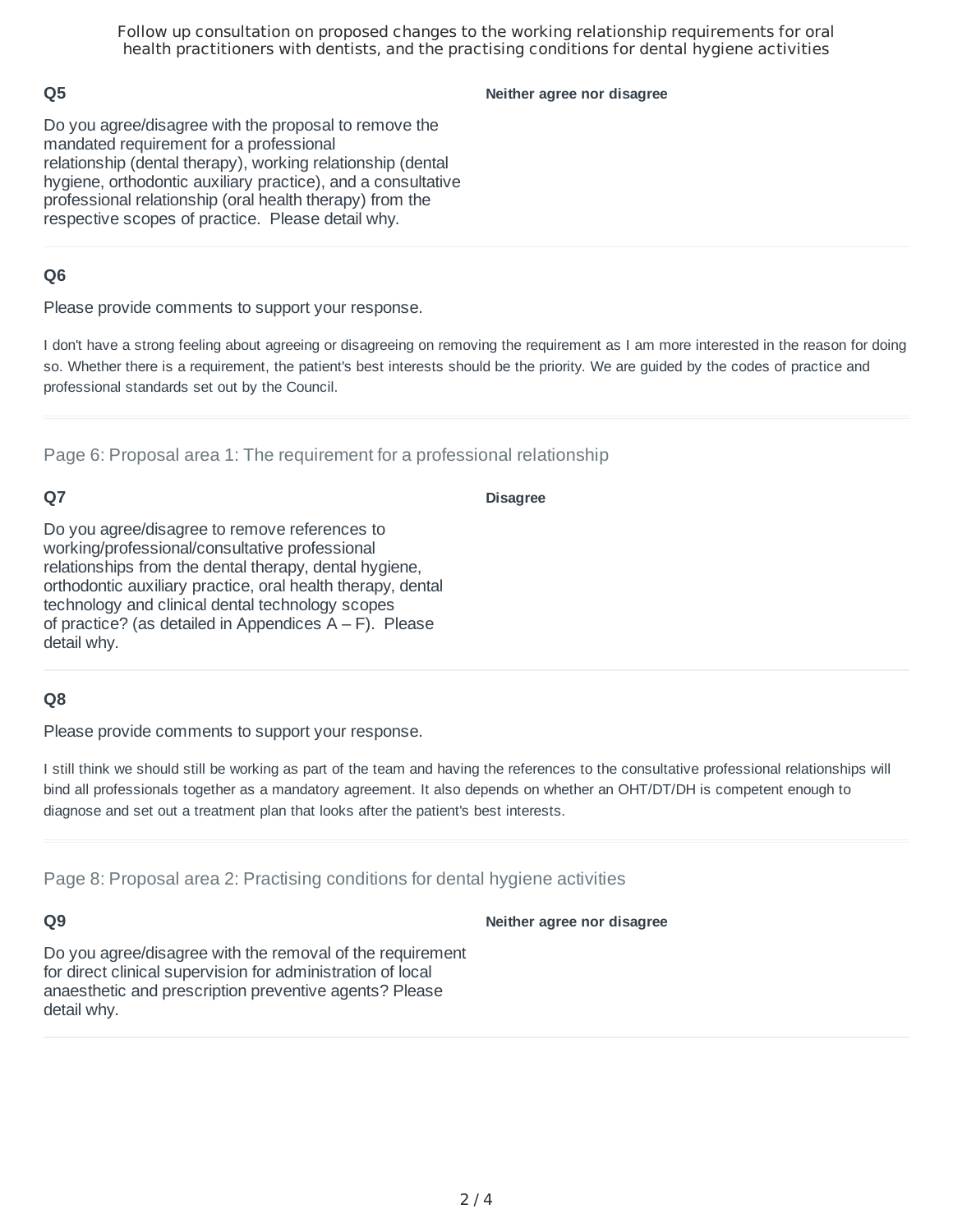### Q5

Do you agree/disagree with the proposal to remove the mandated requirement for a professional relationship (dental therapy), working relationship (dental hygiene, orthodontic auxiliary practice), and a consultative professional relationship (oral health therapy) from the respective scopes of practice. Please detail why.

**Neither agree nor disagree**

### Q6

Please provide comments to support your response.

I don't have a strong feeling about agreeing or disagreeing on removing the requirement as I am more interested in the reason for doing so. Whether there is a requirement, the patient's best interests should be the priority. We are guided by the codes of practice and professional standards set out by the Council.

## Page 6: Proposal area 1: The requirement for a professional relationship

### Q7

Do you agree/disagree to remove references to working/professional/consultative professional relationships from the dental therapy, dental hygiene, orthodontic auxiliary practice, oral health therapy, dental technology and clinical dental technology scopes of practice? (as detailed in Appendices A – F). Please detail why.

**Disagree**

### Q8

Please provide comments to support your response.

I still think we should still be working as part of the team and having the references to the consultative professional relationships will bind all professionals together as a mandatory agreement. It also depends on whether an OHT/DT/DH is competent enough to diagnose and set out a treatment plan that looks after the patient's best interests.

## Page 8: Proposal area 2: Practising conditions for dental hygiene activities

### Q9

Do you agree/disagree with the removal of the requirement for direct clinical supervision for administration of local anaesthetic and prescription preventive agents? Please detail why.

**Neither agree nor disagree**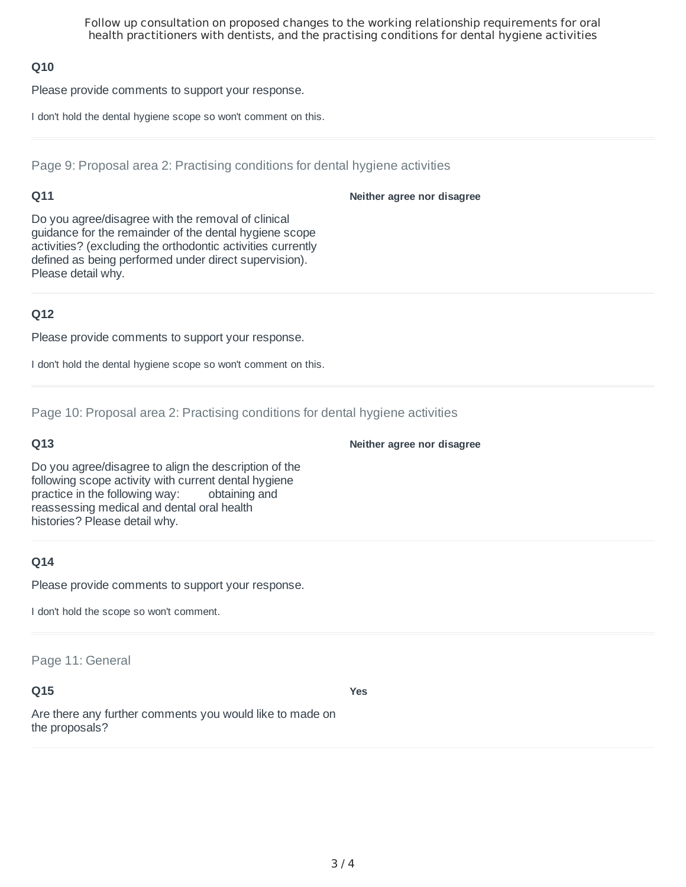## Q10

Please provide comments to support your response.

I don't hold the dental hygiene scope so won't comment on this.

---

### Page 9: Proposal area 2: Practising conditions for dental hygiene activities

## Q11

Do you agree/disagree with the removal of clinical guidance for the remainder of the dental hygiene scope activities? (excluding the orthodontic activities currently defined as being performed under direct supervision). Please detail why.

**Neither agree nor disagree**

---

## Q12

Please provide comments to support your response.

I don't hold the dental hygiene scope so won't comment on this.

---

### Page 10: Proposal area 2: Practising conditions for dental hygiene activities

## Q13

Do you agree/disagree to align the description of the following scope activity with current dental hygiene practice in the following way: obtaining and reassessing medical and dental oral health histories? Please detail why.

**Neither agree nor disagree**

---

## Q14

Please provide comments to support your response.

I don't hold the scope so won't comment.

---

### Page 11: General

## Q15

Are there any further comments you would like to made on the proposals?

**Yes**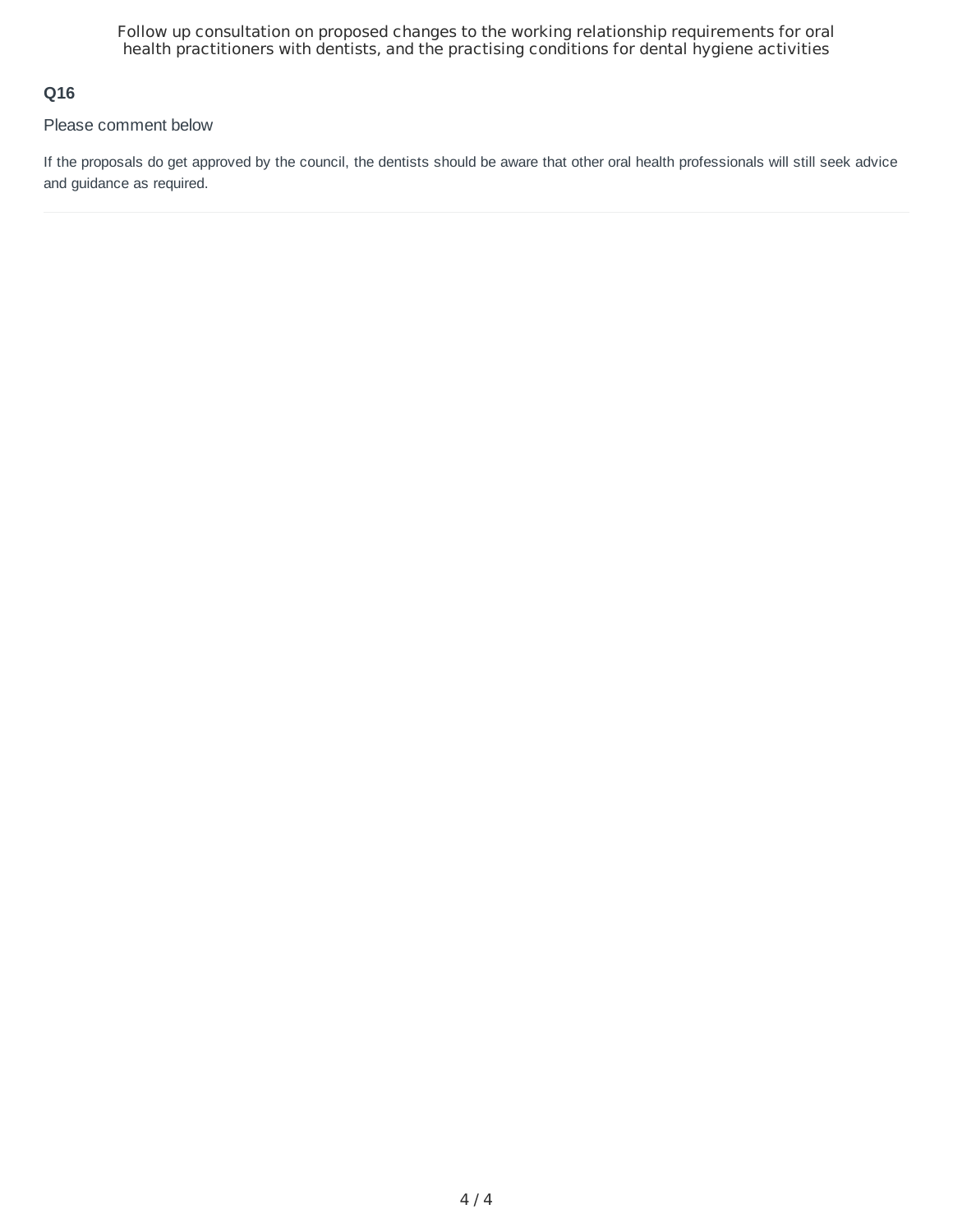## Q16

Please comment below

If the proposals do get approved by the council, the dentists should be aware that other oral health professionals will still seek advice and guidance as required.